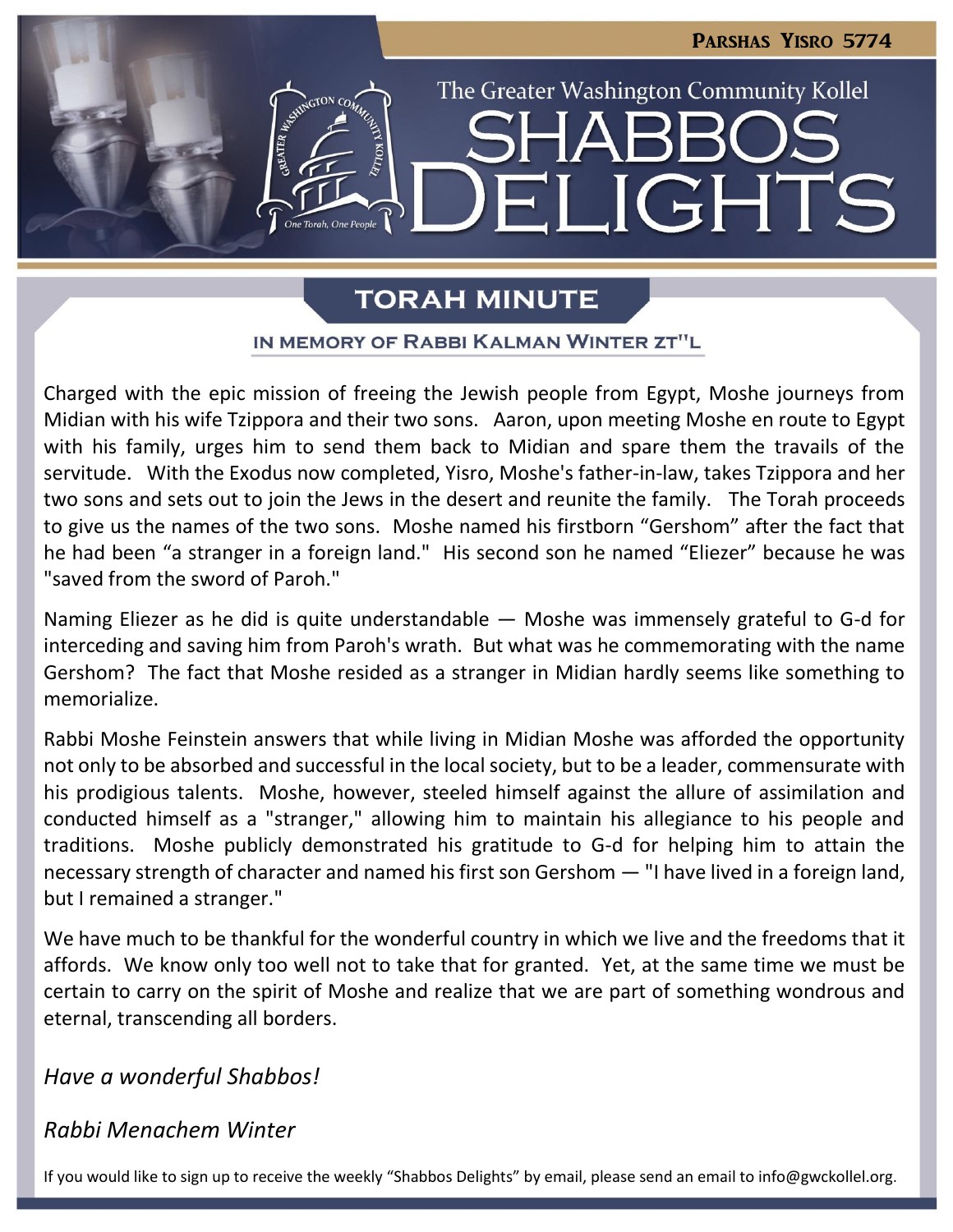Parshas Yisro 5774

The Greater Washington Community Kollel

# Shabbos Delights

## Torah Minute

### In Memory of Rabbi Kalman Winter zt"l

Charged with the epic mission of freeing the Jewish people from Egypt, Moshe journeys from Midian with his wife Tzippora and their two sons. Aaron, upon meeting Moshe en route to Egypt with his family, urges him to send them back to Midian and spare them the travails of the servitude. With the Exodus now completed, Yisro, Moshe's father-in-law, takes Tzippora and her two sons and sets out to join the Jews in the desert and reunite the family. The Torah proceeds to give us the names of the two sons. Moshe named his firstborn "Gershom" after the fact that he had been "a stranger in a foreign land." His second son he named "Eliezer" because he was "saved from the sword of Paroh."

Naming Eliezer as he did is quite understandable — Moshe was immensely grateful to G-d for interceding and saving him from Paroh's wrath. But what was he commemorating with the name Gershom? The fact that Moshe resided as a stranger in Midian hardly seems like something to memorialize.

Rabbi Moshe Feinstein answers that while living in Midian Moshe was afforded the opportunity not only to be absorbed and successful in the local society, but to be a leader, commensurate with his prodigious talents. Moshe, however, steeled himself against the allure of assimilation and conducted himself as a "stranger," allowing him to maintain his allegiance to his people and traditions. Moshe publicly demonstrated his gratitude to G-d for helping him to attain the necessary strength of character and named his first son Gershom — "I have lived in a foreign land, but I remained a stranger."

We have much to be thankful for the wonderful country in which we live and the freedoms that it affords. We know only too well not to take that for granted. Yet, at the same time we must be certain to carry on the spirit of Moshe and realize that we are part of something wondrous and eternal, transcending all borders.

*Have a wonderful Shabbos!*

*Rabbi Menachem Winter*

If you would like to sign up to receive the weekly "Shabbos Delights" by email, please send an email to info@gwckollel.org.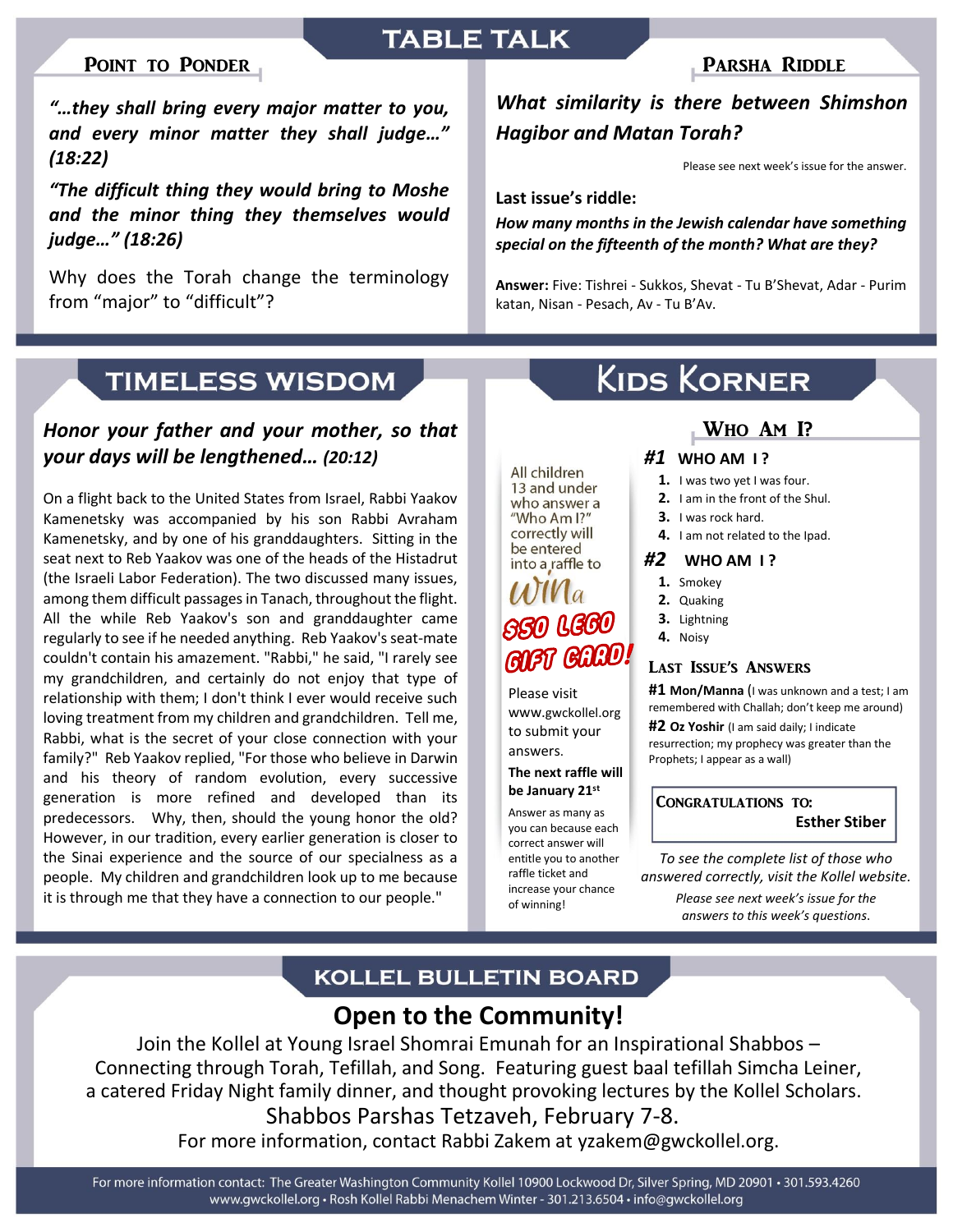# TABLE TALK

## Point to Ponder

*"…they shall bring every major matter to you, and every minor matter they shall judge…" (18:22)*

*"The difficult thing they would bring to Moshe and the minor thing they themselves would judge…" (18:26)*

Why does the Torah change the terminology from "major" to "difficult"?

## Parsha Riddle

***What similarity is there between Shimshon Hagibor and Matan Torah?***

Please see next week's issue for the answer.

**Last issue's riddle:**

***How many months in the Jewish calendar have something special on the fifteenth of the month? What are they?***

**Answer:** Five: Tishrei - Sukkos, Shevat - Tu B'Shevat, Adar - Purim katan, Nisan - Pesach, Av - Tu B'Av.

# TIMELESS WISDOM

***Honor your father and your mother, so that your days will be lengthened… (20:12)***

On a flight back to the United States from Israel, Rabbi Yaakov Kamenetsky was accompanied by his son Rabbi Avraham Kamenetsky, and by one of his granddaughters. Sitting in the seat next to Reb Yaakov was one of the heads of the Histadrut (the Israeli Labor Federation). The two discussed many issues, among them difficult passages in Tanach, throughout the flight. All the while Reb Yaakov's son and granddaughter came regularly to see if he needed anything. Reb Yaakov's seat-mate couldn't contain his amazement. "Rabbi," he said, "I rarely see my grandchildren, and certainly do not enjoy that type of relationship with them; I don't think I ever would receive such loving treatment from my children and grandchildren. Tell me, Rabbi, what is the secret of your close connection with your family?" Reb Yaakov replied, "For those who believe in Darwin and his theory of random evolution, every successive generation is more refined and developed than its predecessors. Why, then, should the young honor the old? However, in our tradition, every earlier generation is closer to the Sinai experience and the source of our specialness as a people. My children and grandchildren look up to me because it is through me that they have a connection to our people."

# Kids Korner

All children 13 and under who answer a "Who Am I?" correctly will be entered into a raffle to

**Win a $50 LEGO GIFT CARD!**

Please visit www.gwckollel.org to submit your answers.

**The next raffle will be January 21st**

Answer as many as you can because each correct answer will entitle you to another raffle ticket and increase your chance of winning!

## Who Am I?

### #1 WHO AM I ?

1. I was two yet I was four.
2. I am in the front of the Shul.
3. I was rock hard.
4. I am not related to the Ipad.

### #2 WHO AM I ?

1. Smokey
2. Quaking
3. Lightning
4. Noisy

### Last Issue's Answers

**#1 Mon/Manna** (I was unknown and a test; I am remembered with Challah; don't keep me around)

**#2 Oz Yoshir** (I am said daily; I indicate resurrection; my prophecy was greater than the Prophets; I appear as a wall)

**Congratulations to:** **Esther Stiber**

*To see the complete list of those who answered correctly, visit the Kollel website.*

*Please see next week's issue for the answers to this week's questions.*

# KOLLEL BULLETIN BOARD

## Open to the Community!

Join the Kollel at Young Israel Shomrai Emunah for an Inspirational Shabbos – Connecting through Torah, Tefillah, and Song. Featuring guest baal tefillah Simcha Leiner, a catered Friday Night family dinner, and thought provoking lectures by the Kollel Scholars.

Shabbos Parshas Tetzaveh, February 7-8.

For more information, contact Rabbi Zakem at yzakem@gwckollel.org.

For more information contact: The Greater Washington Community Kollel 10900 Lockwood Dr, Silver Spring, MD 20901 • 301.593.4260
www.gwckollel.org • Rosh Kollel Rabbi Menachem Winter - 301.213.6504 • info@gwckollel.org